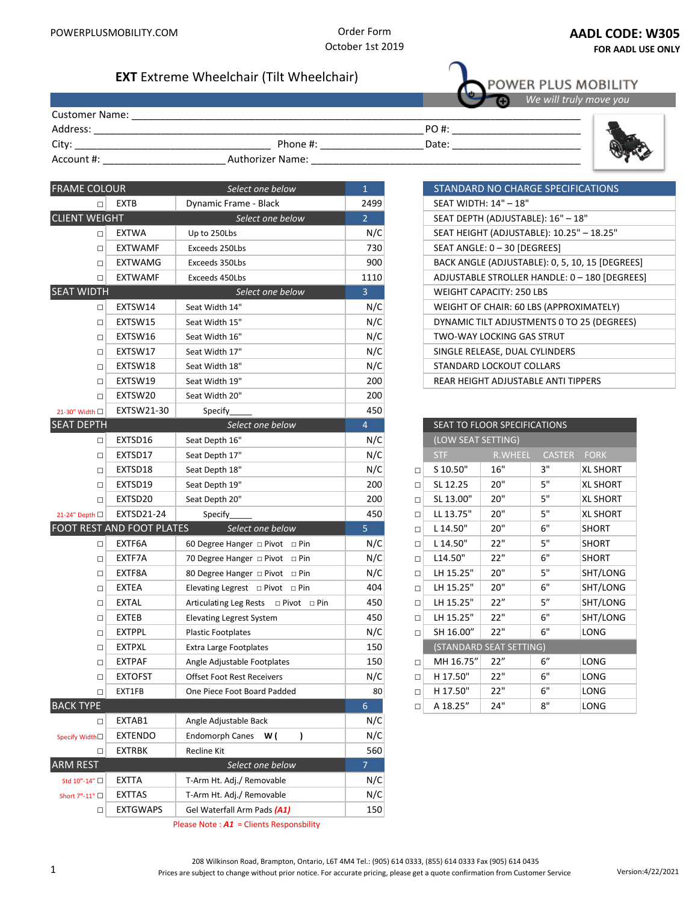POWERPLUSMOBILITY.COM

Order Form
October 1st 2019

**AADL CODE: W305**
**FOR AADL USE ONLY**

## **EXT** Extreme Wheelchair (Tilt Wheelchair)

POWER PLUS MOBILITY
*We will truly move you*

Customer Name: ____________________________________________
Address: ____________________________________________ PO #: ______________________
City: ______________________________ Phone #: __________________ Date: ______________________
Account #: ____________________ Authorizer Name: ____________________________________________

| FRAME COLOUR | | *Select one below* | 1 |
|---|---|---|---|
| ☐ | EXTB | Dynamic Frame - Black | 2499 |
| **CLIENT WEIGHT** | | *Select one below* | 2 |
| ☐ | EXTWA | Up to 250Lbs | N/C |
| ☐ | EXTWAMF | Exceeds 250Lbs | 730 |
| ☐ | EXTWAMG | Exceeds 350Lbs | 900 |
| ☐ | EXTWAMF | Exceeds 450Lbs | 1110 |
| **SEAT WIDTH** | | *Select one below* | 3 |
| ☐ | EXTSW14 | Seat Width 14" | N/C |
| ☐ | EXTSW15 | Seat Width 15" | N/C |
| ☐ | EXTSW16 | Seat Width 16" | N/C |
| ☐ | EXTSW17 | Seat Width 17" | N/C |
| ☐ | EXTSW18 | Seat Width 18" | N/C |
| ☐ | EXTSW19 | Seat Width 19" | 200 |
| ☐ | EXTSW20 | Seat Width 20" | 200 |
| 21-30" Width ☐ | EXTSW21-30 | Specify_____ | 450 |
| **SEAT DEPTH** | | *Select one below* | 4 |
| ☐ | EXTSD16 | Seat Depth 16" | N/C |
| ☐ | EXTSD17 | Seat Depth 17" | N/C |
| ☐ | EXTSD18 | Seat Depth 18" | N/C |
| ☐ | EXTSD19 | Seat Depth 19" | 200 |
| ☐ | EXTSD20 | Seat Depth 20" | 200 |
| 21-24" Depth ☐ | EXTSD21-24 | Specify_____ | 450 |
| **FOOT REST AND FOOT PLATES** | | *Select one below* | 5 |
| ☐ | EXTF6A | 60 Degree Hanger ☐ Pivot ☐ Pin | N/C |
| ☐ | EXTF7A | 70 Degree Hanger ☐ Pivot ☐ Pin | N/C |
| ☐ | EXTF8A | 80 Degree Hanger ☐ Pivot ☐ Pin | N/C |
| ☐ | EXTEA | Elevating Legrest ☐ Pivot ☐ Pin | 404 |
| ☐ | EXTAL | Articulating Leg Rests ☐ Pivot ☐ Pin | 450 |
| ☐ | EXTEB | Elevating Legrest System | 450 |
| ☐ | EXTPPL | Plastic Footplates | N/C |
| ☐ | EXTPXL | Extra Large Footplates | 150 |
| ☐ | EXTPAF | Angle Adjustable Footplates | 150 |
| ☐ | EXTOFST | Offset Foot Rest Receivers | N/C |
| ☐ | EXT1FB | One Piece Foot Board Padded | 80 |
| **BACK TYPE** | | | 6 |
| ☐ | EXTAB1 | Angle Adjustable Back | N/C |
| Specify Width ☐ | EXTENDO | Endomorph Canes **W (   )** | N/C |
| ☐ | EXTRBK | Recline Kit | 560 |
| **ARM REST** | | *Select one below* | 7 |
| Std 10"-14" ☐ | EXTTA | T-Arm Ht. Adj./ Removable | N/C |
| Short 7"-11" ☐ | EXTTAS | T-Arm Ht. Adj./ Removable | N/C |
| ☐ | EXTGWAPS | Gel Waterfall Arm Pads ***(A1)*** | 150 |

Please Note : ***A1*** = Clients Responsbility

| STANDARD NO CHARGE SPECIFICATIONS |
|---|
| SEAT WIDTH: 14" – 18" |
| SEAT DEPTH (ADJUSTABLE): 16" – 18" |
| SEAT HEIGHT (ADJUSTABLE): 10.25" – 18.25" |
| SEAT ANGLE: 0 – 30 [DEGREES] |
| BACK ANGLE (ADJUSTABLE): 0, 5, 10, 15 [DEGREES] |
| ADJUSTABLE STROLLER HANDLE: 0 – 180 [DEGREES] |
| WEIGHT CAPACITY: 250 LBS |
| WEIGHT OF CHAIR: 60 LBS (APPROXIMATELY) |
| DYNAMIC TILT ADJUSTMENTS 0 TO 25 (DEGREES) |
| TWO-WAY LOCKING GAS STRUT |
| SINGLE RELEASE, DUAL CYLINDERS |
| STANDARD LOCKOUT COLLARS |
| REAR HEIGHT ADJUSTABLE ANTI TIPPERS |

| | SEAT TO FLOOR SPECIFICATIONS | | | |
|---|---|---|---|---|
| | (LOW SEAT SETTING) | | | |
| | STF | R.WHEEL | CASTER | FORK |
| ☐ | S 10.50" | 16" | 3" | XL SHORT |
| ☐ | SL 12.25 | 20" | 5" | XL SHORT |
| ☐ | SL 13.00" | 20" | 5" | XL SHORT |
| ☐ | LL 13.75" | 20" | 5" | XL SHORT |
| ☐ | L 14.50" | 20" | 6" | SHORT |
| ☐ | L 14.50" | 22" | 5" | SHORT |
| ☐ | L14.50" | 22" | 6" | SHORT |
| ☐ | LH 15.25" | 20" | 5" | SHT/LONG |
| ☐ | LH 15.25" | 20" | 6" | SHT/LONG |
| ☐ | LH 15.25" | 22" | 5" | SHT/LONG |
| ☐ | LH 15.25" | 22" | 6" | SHT/LONG |
| ☐ | SH 16.00" | 22" | 6" | LONG |
| | (STANDARD SEAT SETTING) | | | |
| ☐ | MH 16.75" | 22" | 6" | LONG |
| ☐ | H 17.50" | 22" | 6" | LONG |
| ☐ | H 17.50" | 22" | 6" | LONG |
| ☐ | A 18.25" | 24" | 8" | LONG |

208 Wilkinson Road, Brampton, Ontario, L6T 4M4 Tel.: (905) 614 0333, (855) 614 0333 Fax (905) 614 0435
Prices are subject to change without prior notice. For accurate pricing, please get a quote confirmation from Customer Service

Version:4/22/2021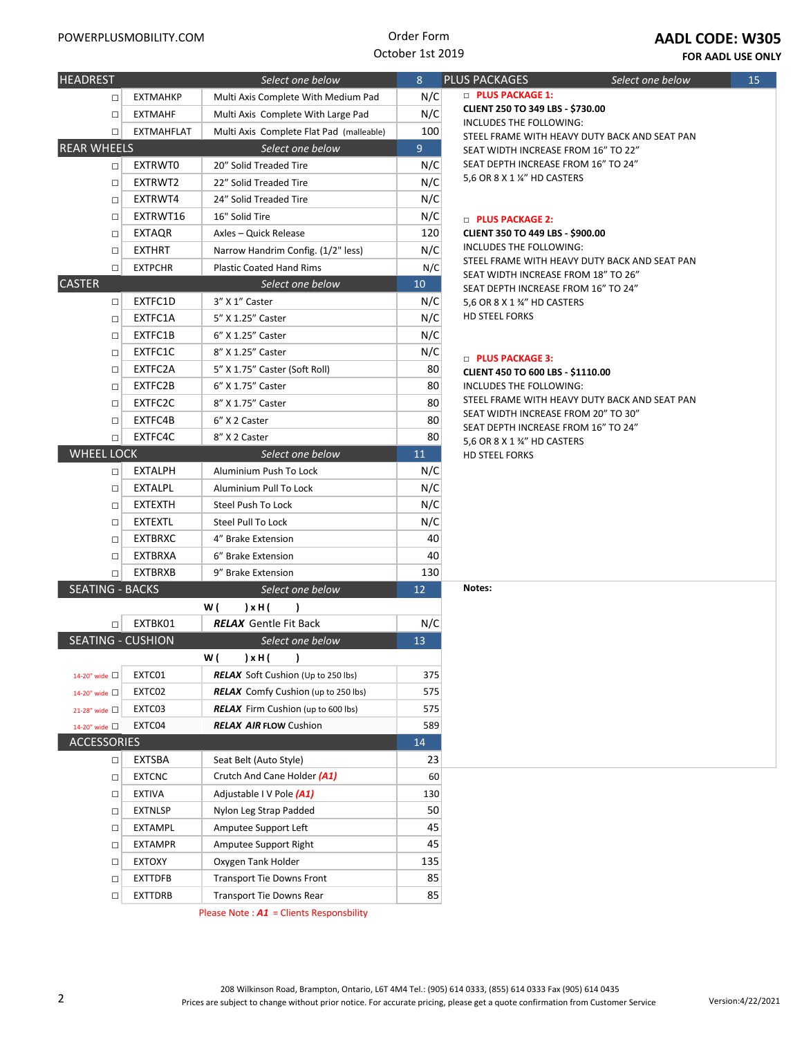POWERPLUSMOBILITY.COM

Order Form
October 1st 2019

**AADL CODE: W305**
**FOR AADL USE ONLY**

| HEADREST | | Select one below | 8 |
|---|---|---|---|
| ☐ | EXTMAHKP | Multi Axis Complete With Medium Pad | N/C |
| ☐ | EXTMAHF | Multi Axis Complete With Large Pad | N/C |
| ☐ | EXTMAHFLAT | Multi Axis Complete Flat Pad (malleable) | 100 |
| **REAR WHEELS** | | Select one below | 9 |
| ☐ | EXTRWT0 | 20" Solid Treaded Tire | N/C |
| ☐ | EXTRWT2 | 22" Solid Treaded Tire | N/C |
| ☐ | EXTRWT4 | 24" Solid Treaded Tire | N/C |
| ☐ | EXTRWT16 | 16" Solid Tire | N/C |
| ☐ | EXTAQR | Axles – Quick Release | 120 |
| ☐ | EXTHRT | Narrow Handrim Config. (1/2" less) | N/C |
| ☐ | EXTPCHR | Plastic Coated Hand Rims | N/C |
| **CASTER** | | Select one below | 10 |
| ☐ | EXTFC1D | 3" X 1" Caster | N/C |
| ☐ | EXTFC1A | 5" X 1.25" Caster | N/C |
| ☐ | EXTFC1B | 6" X 1.25" Caster | N/C |
| ☐ | EXTFC1C | 8" X 1.25" Caster | N/C |
| ☐ | EXTFC2A | 5" X 1.75" Caster (Soft Roll) | 80 |
| ☐ | EXTFC2B | 6" X 1.75" Caster | 80 |
| ☐ | EXTFC2C | 8" X 1.75" Caster | 80 |
| ☐ | EXTFC4B | 6" X 2 Caster | 80 |
| ☐ | EXTFC4C | 8" X 2 Caster | 80 |
| **WHEEL LOCK** | | Select one below | 11 |
| ☐ | EXTALPH | Aluminium Push To Lock | N/C |
| ☐ | EXTALPL | Aluminium Pull To Lock | N/C |
| ☐ | EXTEXTH | Steel Push To Lock | N/C |
| ☐ | EXTEXTL | Steel Pull To Lock | N/C |
| ☐ | EXTBRXC | 4" Brake Extension | 40 |
| ☐ | EXTBRXA | 6" Brake Extension | 40 |
| ☐ | EXTBRXB | 9" Brake Extension | 130 |
| **SEATING - BACKS** | | Select one below | 12 |
| | | **W (      ) x H (      )** | |
| ☐ | EXTBK01 | ***RELAX*** Gentle Fit Back | N/C |
| **SEATING - CUSHION** | | Select one below | 13 |
| | | **W (      ) x H (      )** | |
| 14-20" wide ☐ | EXTC01 | ***RELAX*** Soft Cushion (Up to 250 lbs) | 375 |
| 14-20" wide ☐ | EXTC02 | ***RELAX*** Comfy Cushion (up to 250 lbs) | 575 |
| 21-28" wide ☐ | EXTC03 | ***RELAX*** Firm Cushion (up to 600 lbs) | 575 |
| 14-20" wide ☐ | EXTC04 | ***RELAX AIR*** **FLOW** Cushion | 589 |
| **ACCESSORIES** | | | 14 |
| ☐ | EXTSBA | Seat Belt (Auto Style) | 23 |
| ☐ | EXTCNC | Crutch And Cane Holder ***(A1)*** | 60 |
| ☐ | EXTIVA | Adjustable I V Pole ***(A1)*** | 130 |
| ☐ | EXTNLSP | Nylon Leg Strap Padded | 50 |
| ☐ | EXTAMPL | Amputee Support Left | 45 |
| ☐ | EXTAMPR | Amputee Support Right | 45 |
| ☐ | EXTOXY | Oxygen Tank Holder | 135 |
| ☐ | EXTTDFB | Transport Tie Downs Front | 85 |
| ☐ | EXTTDRB | Transport Tie Downs Rear | 85 |

Please Note : ***A1*** = Clients Responsbility

| PLUS PACKAGES | Select one below | 15 |
|---|---|---|

☐ **PLUS PACKAGE 1:**
**CLIENT 250 TO 349 LBS - $730.00**
INCLUDES THE FOLLOWING:
STEEL FRAME WITH HEAVY DUTY BACK AND SEAT PAN
SEAT WIDTH INCREASE FROM 16" TO 22"
SEAT DEPTH INCREASE FROM 16" TO 24"
5,6 OR 8 X 1 ¼" HD CASTERS

☐ **PLUS PACKAGE 2:**
**CLIENT 350 TO 449 LBS - $900.00**
INCLUDES THE FOLLOWING:
STEEL FRAME WITH HEAVY DUTY BACK AND SEAT PAN
SEAT WIDTH INCREASE FROM 18" TO 26"
SEAT DEPTH INCREASE FROM 16" TO 24"
5,6 OR 8 X 1 ¾" HD CASTERS
HD STEEL FORKS

☐ **PLUS PACKAGE 3:**
**CLIENT 450 TO 600 LBS - $1110.00**
INCLUDES THE FOLLOWING:
STEEL FRAME WITH HEAVY DUTY BACK AND SEAT PAN
SEAT WIDTH INCREASE FROM 20" TO 30"
SEAT DEPTH INCREASE FROM 16" TO 24"
5,6 OR 8 X 1 ¾" HD CASTERS
HD STEEL FORKS

**Notes:**

208 Wilkinson Road, Brampton, Ontario, L6T 4M4 Tel.: (905) 614 0333, (855) 614 0333 Fax (905) 614 0435
Prices are subject to change without prior notice. For accurate pricing, please get a quote confirmation from Customer Service

Version:4/22/2021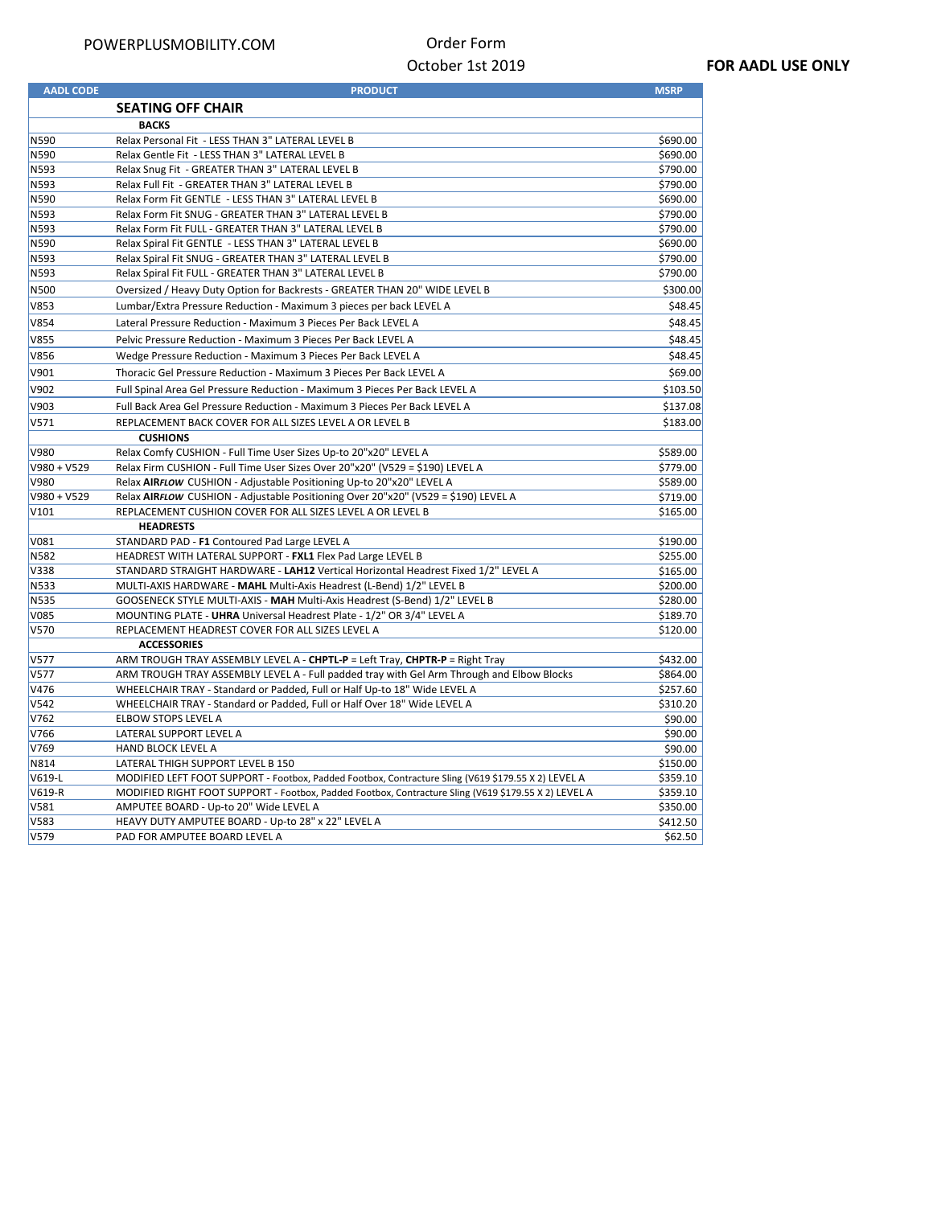POWERPLUSMOBILITY.COM

Order Form
October 1st 2019

**FOR AADL USE ONLY**

| AADL CODE | PRODUCT | MSRP |
|---|---|---|
| | **SEATING OFF CHAIR** | |
| | **BACKS** | |
| N590 | Relax Personal Fit - LESS THAN 3" LATERAL LEVEL B | $690.00 |
| N590 | Relax Gentle Fit - LESS THAN 3" LATERAL LEVEL B | $690.00 |
| N593 | Relax Snug Fit - GREATER THAN 3" LATERAL LEVEL B | $790.00 |
| N593 | Relax Full Fit - GREATER THAN 3" LATERAL LEVEL B | $790.00 |
| N590 | Relax Form Fit GENTLE - LESS THAN 3" LATERAL LEVEL B | $690.00 |
| N593 | Relax Form Fit SNUG - GREATER THAN 3" LATERAL LEVEL B | $790.00 |
| N593 | Relax Form Fit FULL - GREATER THAN 3" LATERAL LEVEL B | $790.00 |
| N590 | Relax Spiral Fit GENTLE - LESS THAN 3" LATERAL LEVEL B | $690.00 |
| N593 | Relax Spiral Fit SNUG - GREATER THAN 3" LATERAL LEVEL B | $790.00 |
| N593 | Relax Spiral Fit FULL - GREATER THAN 3" LATERAL LEVEL B | $790.00 |
| N500 | Oversized / Heavy Duty Option for Backrests - GREATER THAN 20" WIDE LEVEL B | $300.00 |
| V853 | Lumbar/Extra Pressure Reduction - Maximum 3 pieces per back LEVEL A | $48.45 |
| V854 | Lateral Pressure Reduction - Maximum 3 Pieces Per Back LEVEL A | $48.45 |
| V855 | Pelvic Pressure Reduction - Maximum 3 Pieces Per Back LEVEL A | $48.45 |
| V856 | Wedge Pressure Reduction - Maximum 3 Pieces Per Back LEVEL A | $48.45 |
| V901 | Thoracic Gel Pressure Reduction - Maximum 3 Pieces Per Back LEVEL A | $69.00 |
| V902 | Full Spinal Area Gel Pressure Reduction - Maximum 3 Pieces Per Back LEVEL A | $103.50 |
| V903 | Full Back Area Gel Pressure Reduction - Maximum 3 Pieces Per Back LEVEL A | $137.08 |
| V571 | REPLACEMENT BACK COVER FOR ALL SIZES LEVEL A OR LEVEL B | $183.00 |
| | **CUSHIONS** | |
| V980 | Relax Comfy CUSHION - Full Time User Sizes Up-to 20"x20" LEVEL A | $589.00 |
| V980 + V529 | Relax Firm CUSHION - Full Time User Sizes Over 20"x20" (V529 = $190) LEVEL A | $779.00 |
| V980 | Relax **AIR*FLOW*** CUSHION - Adjustable Positioning Up-to 20"x20" LEVEL A | $589.00 |
| V980 + V529 | Relax **AIR*FLOW*** CUSHION - Adjustable Positioning Over 20"x20" (V529 = $190) LEVEL A | $719.00 |
| V101 | REPLACEMENT CUSHION COVER FOR ALL SIZES LEVEL A OR LEVEL B | $165.00 |
| | **HEADRESTS** | |
| V081 | STANDARD PAD - **F1** Contoured Pad Large LEVEL A | $190.00 |
| N582 | HEADREST WITH LATERAL SUPPORT - **FXL1** Flex Pad Large LEVEL B | $255.00 |
| V338 | STANDARD STRAIGHT HARDWARE - **LAH12** Vertical Horizontal Headrest Fixed 1/2" LEVEL A | $165.00 |
| N533 | MULTI-AXIS HARDWARE - **MAHL** Multi-Axis Headrest (L-Bend) 1/2" LEVEL B | $200.00 |
| N535 | GOOSENECK STYLE MULTI-AXIS - **MAH** Multi-Axis Headrest (S-Bend) 1/2" LEVEL B | $280.00 |
| V085 | MOUNTING PLATE - **UHRA** Universal Headrest Plate - 1/2" OR 3/4" LEVEL A | $189.70 |
| V570 | REPLACEMENT HEADREST COVER FOR ALL SIZES LEVEL A | $120.00 |
| | **ACCESSORIES** | |
| V577 | ARM TROUGH TRAY ASSEMBLY LEVEL A - **CHPTL-P** = Left Tray, **CHPTR-P** = Right Tray | $432.00 |
| V577 | ARM TROUGH TRAY ASSEMBLY LEVEL A - Full padded tray with Gel Arm Through and Elbow Blocks | $864.00 |
| V476 | WHEELCHAIR TRAY - Standard or Padded, Full or Half Up-to 18" Wide LEVEL A | $257.60 |
| V542 | WHEELCHAIR TRAY - Standard or Padded, Full or Half Over 18" Wide LEVEL A | $310.20 |
| V762 | ELBOW STOPS LEVEL A | $90.00 |
| V766 | LATERAL SUPPORT LEVEL A | $90.00 |
| V769 | HAND BLOCK LEVEL A | $90.00 |
| N814 | LATERAL THIGH SUPPORT LEVEL B 150 | $150.00 |
| V619-L | MODIFIED LEFT FOOT SUPPORT - Footbox, Padded Footbox, Contracture Sling (V619 $179.55 X 2) LEVEL A | $359.10 |
| V619-R | MODIFIED RIGHT FOOT SUPPORT - Footbox, Padded Footbox, Contracture Sling (V619 $179.55 X 2) LEVEL A | $359.10 |
| V581 | AMPUTEE BOARD - Up-to 20" Wide LEVEL A | $350.00 |
| V583 | HEAVY DUTY AMPUTEE BOARD - Up-to 28" x 22" LEVEL A | $412.50 |
| V579 | PAD FOR AMPUTEE BOARD LEVEL A | $62.50 |